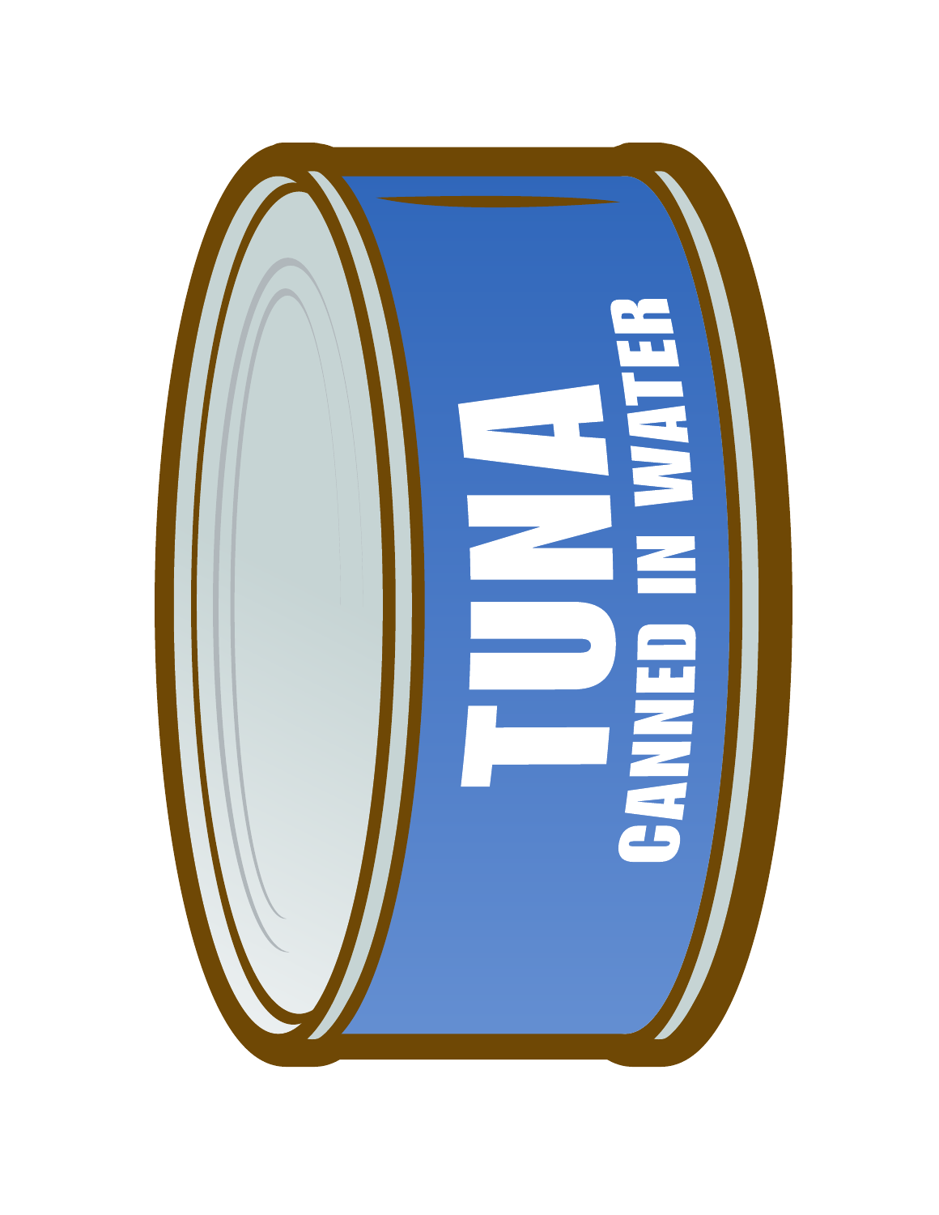TUNA

CANNED IN WATER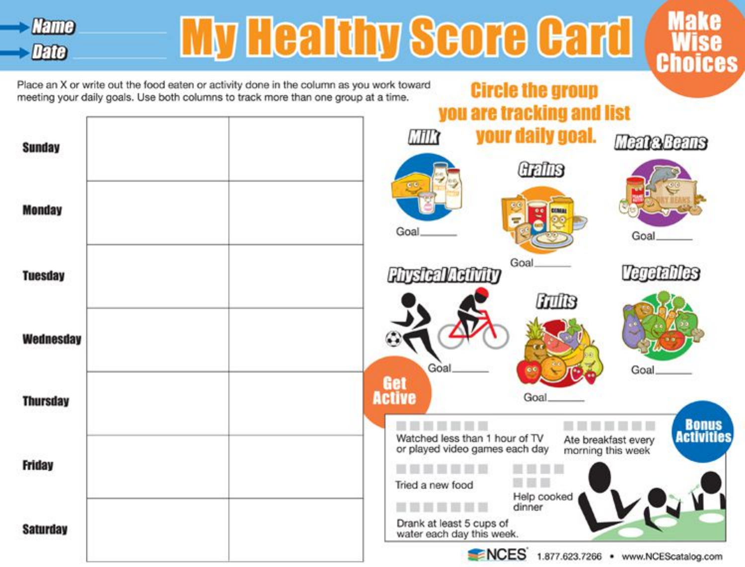# My Healthy Score Card

**Name** ____________

**Date** ____________

**Make Wise Choices**

Place an X or write out the food eaten or activity done in the column as you work toward meeting your daily goals. Use both columns to track more than one group at a time.

| | | |
|---|---|---|
| **Sunday** | | |
| **Monday** | | |
| **Tuesday** | | |
| **Wednesday** | | |
| **Thursday** | | |
| **Friday** | | |
| **Saturday** | | |

## Circle the group you are tracking and list your daily goal.

**Milk** — Goal______

**Grains** — Goal______

**Meat & Beans** — Goal______

**Physical Activity** — Goal______

**Fruits** — Goal______

**Vegetables** — Goal______

**Get Active**

## Bonus Activities

- Watched less than 1 hour of TV or played video games each day
- Ate breakfast every morning this week
- Tried a new food
- Help cooked dinner
- Drank at least 5 cups of water each day this week.

NCES 1.877.623.7266 • www.NCEScatalog.com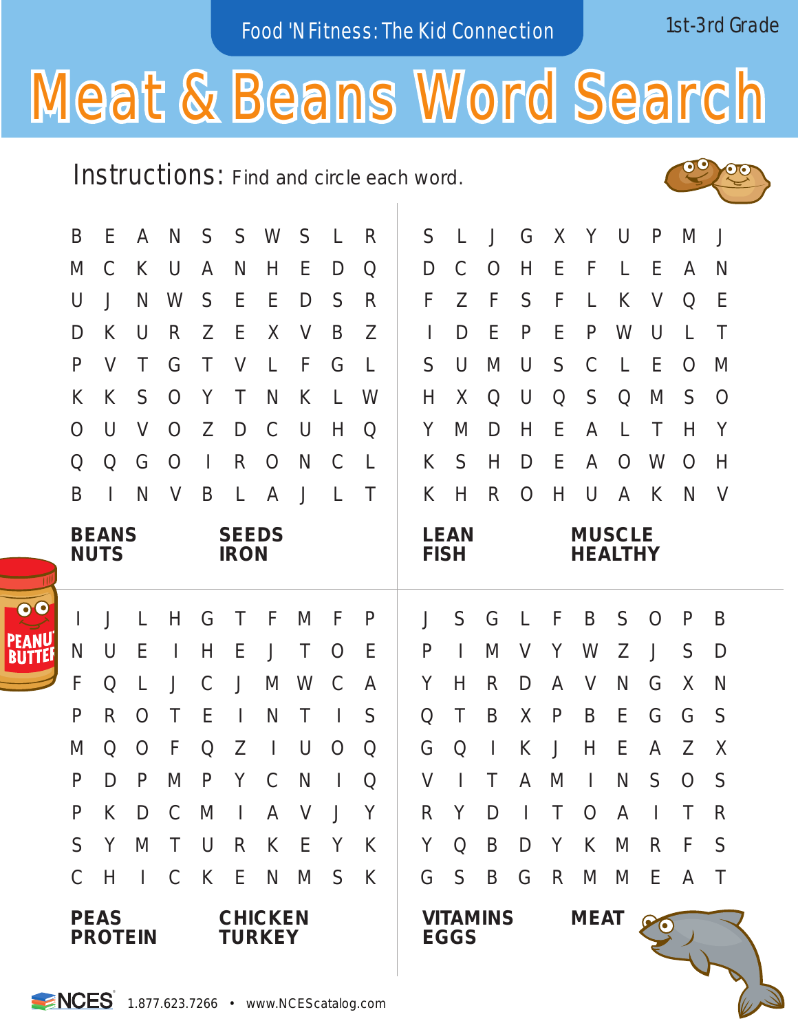Food 'N Fitness: The Kid Connection

1st-3rd Grade

# Meat & Beans Word Search

**Instructions:** Find and circle each word.

```
B E A N S S W S L R
M C K U A N H E D Q
U J N W S E E D S R
D K U R Z E X V B Z
P V T G T V L F G L
K K S O Y T N K L W
O U V O Z D C U H Q
Q Q G O I R O N C L
B I N V B L A J L T
```

**BEANS** **SEEDS**
**NUTS** **IRON**

```
S L J G X Y U P M J
D C O H E F L E A N
F Z F S F L K V Q E
I D E P E P W U L T
S U M U S C L E O M
H X Q U Q S Q M S O
Y M D H E A L T H Y
K S H D E A O W O H
K H R O H U A K N V
```

**LEAN** **MUSCLE**
**FISH** **HEALTHY**

```
I J L H G T F M F P
N U E I H E J T O E
F Q L J C J M W C A
P R O T E I N T I S
M Q O F Q Z I U O Q
P D P M P Y C N I Q
P K D C M I A V J Y
S Y M T U R K E Y K
C H I C K E N M S K
```

**PEAS** **CHICKEN**
**PROTEIN** **TURKEY**

```
J S G L F B S O P B
P I M V Y W Z J S D
Y H R D A V N G X N
Q T B X P B E G G S
G Q I K J H E A Z X
V I T A M I N S O S
R Y D I T O A I T R
Y Q B D Y K M R F S
G S B G R M M E A T
```

**VITAMINS** **MEAT**
**EGGS**

NCES 1.877.623.7266 • www.NCEScatalog.com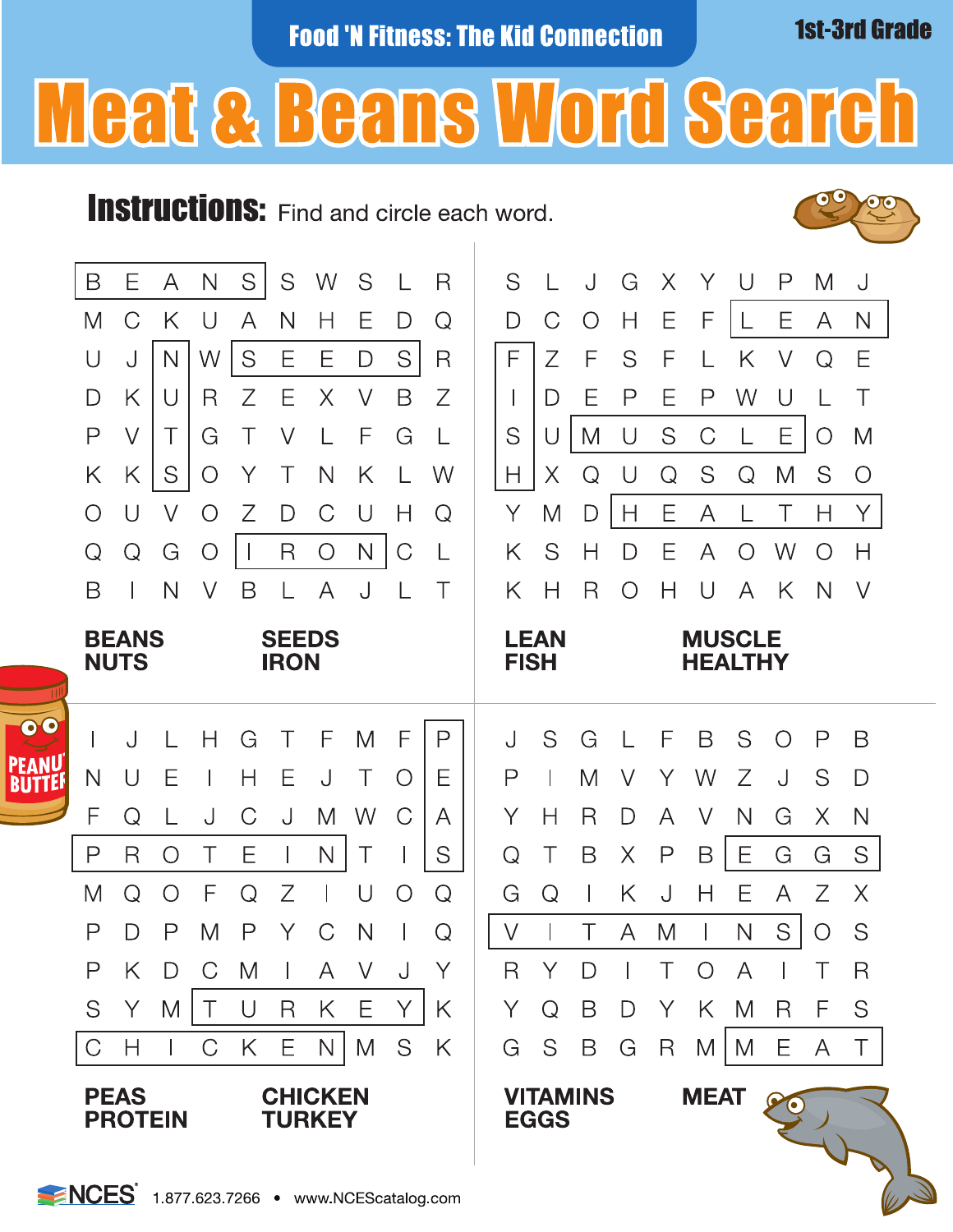Food 'N Fitness: The Kid Connection

1st-3rd Grade

# Meat & Beans Word Search

**Instructions:** Find and circle each word.

```
B E A N S S W S L R
M C K U A N H E D Q
U J N W S E E D S R
D K U R Z E X V B Z
P V T G T V L F G L
K K S O Y T N K L W
O U V O Z D C U H Q
Q Q G O I R O N C L
B I N V B L A J L T
```

**BEANS** **SEEDS**
**NUTS** **IRON**

```
S L J G X Y U P M J
D C O H E F L E A N
F Z F S F L K V Q E
I D E P E P W U L T
S U M U S C L E O M
H X Q U Q S Q M S O
Y M D H E A L T H Y
K S H D E A O W O H
K H R O H U A K N V
```

**LEAN** **MUSCLE**
**FISH** **HEALTHY**

```
I J L H G T F M F P
N U E I H E J T O E
F Q L J C J M W C A
P R O T E I N T I S
M Q O F Q Z I U O Q
P D P M P Y C N I Q
P K D C M I A V J Y
S Y M T U R K E Y K
C H I C K E N M S K
```

**PEAS** **CHICKEN**
**PROTEIN** **TURKEY**

```
J S G L F B S O P B
P I M V Y W Z J S D
Y H R D A V N G X N
Q T B X P B E G G S
G Q I K J H E A Z X
V I T A M I N S O S
R Y D I T O A I T R
Y Q B D Y K M R F S
G S B G R M M E A T
```

**VITAMINS** **MEAT**
**EGGS**

NCES 1.877.623.7266 • www.NCEScatalog.com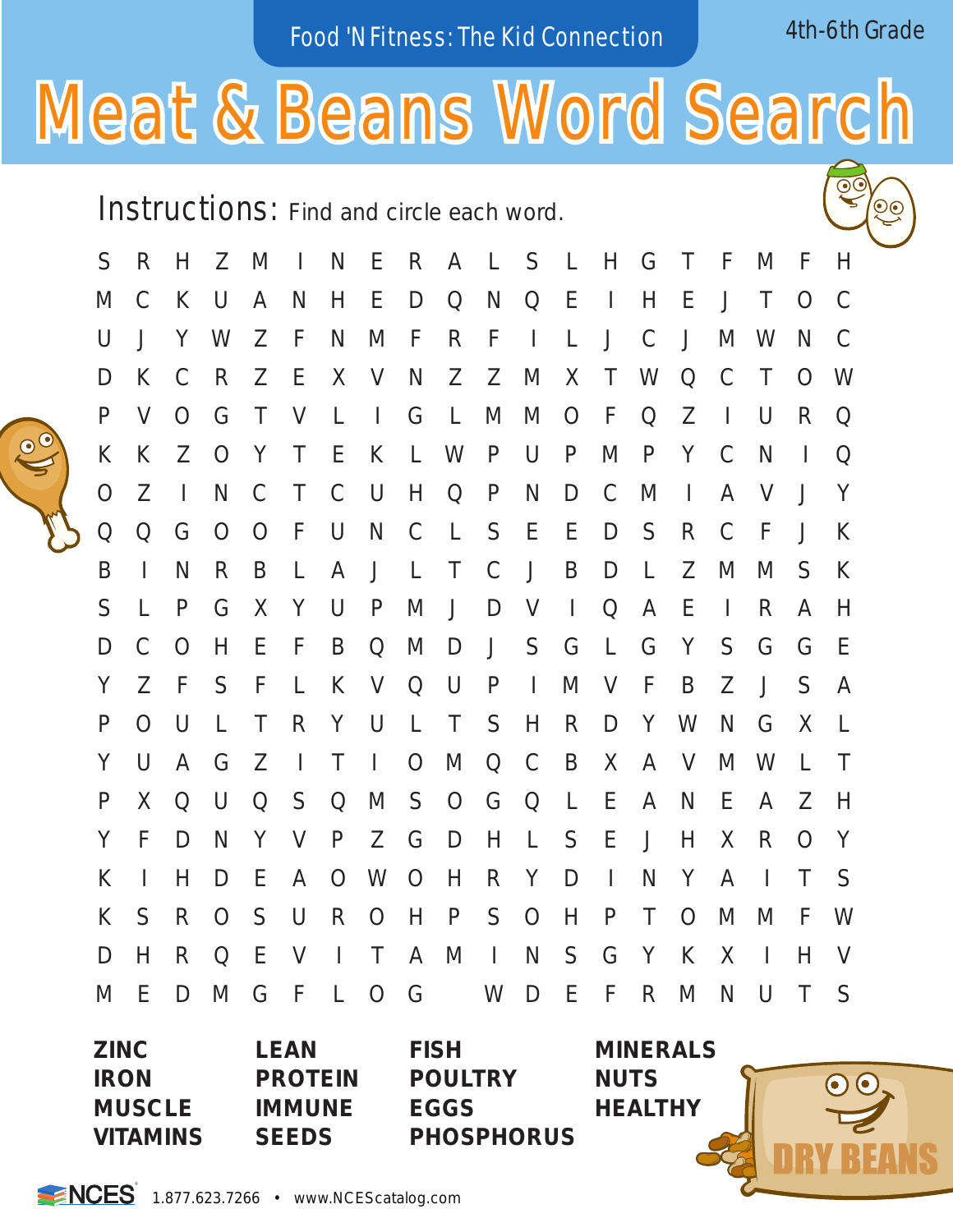Food 'N Fitness: The Kid Connection

4th-6th Grade

# Meat & Beans Word Search

**Instructions:** Find and circle each word.

```
S R H Z M I N E R A L S L H G T F M F H
M C K U A N H E D Q N Q E I H E J T O C
U J Y W Z F N M F R F I L J C J M W N C
D K C R Z E X V N Z Z M X T W Q C T O W
P V O G T V L I G L M M O F Q Z I U R Q
K K Z O Y T E K L W P U P M P Y C N I Q
O Z I N C T C U H Q P N D C M I A V J Y
Q Q G O O F U N C L S E E D S R C F J K
B I N R B L A J L T C J B D L Z M M S K
S L P G X Y U P M J D V I Q A E I R A H
D C O H E F B Q M D J S G L G Y S G G E
Y Z F S F L K V Q U P I M V F B Z J S A
P O U L T R Y U L T S H R D Y W N G X L
Y U A G Z I T I O M Q C B X A V M W L T
P X Q U Q S Q M S O G Q L E A N E A Z H
Y F D N Y V P Z G D H L S E J H X R O Y
K I H D E A O W O H R Y D I N Y A I T S
K S R O S U R O H P S O H P T O M M F W
D H R Q E V I T A M I N S G Y K X I H V
M E D M G F L O G   W D E F R M N U T S
```

| | | | |
|---|---|---|---|
| **ZINC** | **LEAN** | **FISH** | **MINERALS** |
| **IRON** | **PROTEIN** | **POULTRY** | **NUTS** |
| **MUSCLE** | **IMMUNE** | **EGGS** | **HEALTHY** |
| **VITAMINS** | **SEEDS** | **PHOSPHORUS** | |

DRY BEANS

NCES 1.877.623.7266 • www.NCEScatalog.com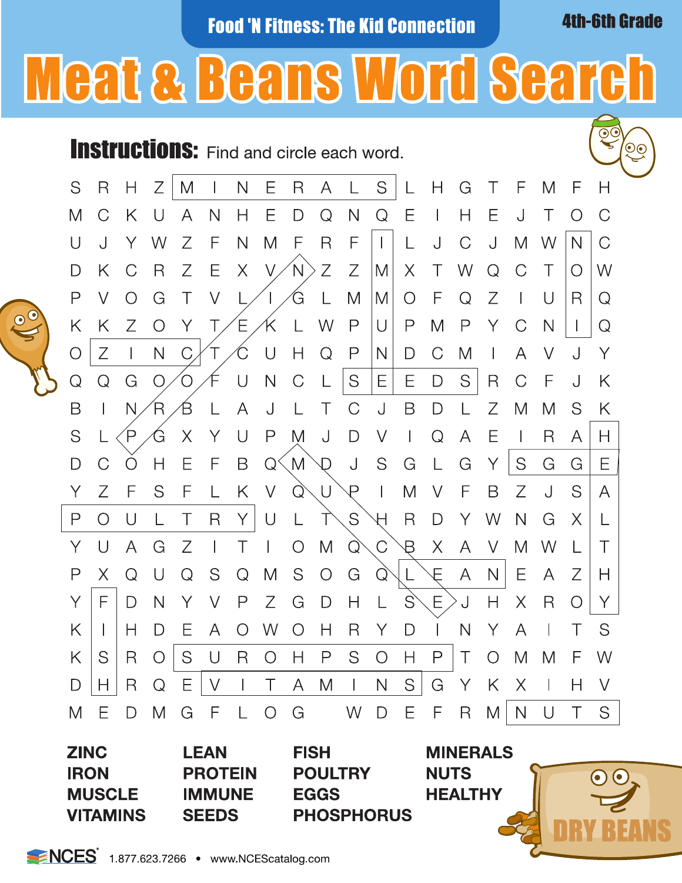Food 'N Fitness: The Kid Connection

4th-6th Grade

# Meat & Beans Word Search

**Instructions:** Find and circle each word.

```
S R H Z M I N E R A L S L H G T F M F H
M C K U A N H E D Q N Q E I H E J T O C
U J Y W Z F N M F R F I L J C J M W N C
D K C R Z E X V N Z Z M X T W Q C T O W
P V O G T V L I G L M M O F Q Z I U R Q
K K Z O Y T E K L W P U P M P Y C N I Q
O Z I N C T C U H Q P N D C M I A V J Y
Q Q G O O F U N C L S E E D S R C F J K
B I N R B L A J L T C J B D L Z M M S K
S L P G X Y U P M J D V I Q A E I R A H
D C O H E F B Q M D J S G L G Y S G G E
Y Z F S F L K V Q U P I M V F B Z J S A
P O U L T R Y U L T S H R D Y W N G X L
Y U A G Z I T I O M Q C B X A V M W L T
P X Q U Q S Q M S O G Q L E A N E A Z H
Y F D N Y V P Z G D H L S E J H X R O Y
K I H D E A O W O H R Y D I N Y A I T S
K S R O S U R O H P S O H P T O M M F W
D H R Q E V I T A M I N S G Y K X I H V
M E D M G F L O G W D E F R M N U T S
```

**ZINC**
**IRON**
**MUSCLE**
**VITAMINS**
**LEAN**
**PROTEIN**
**IMMUNE**
**SEEDS**
**FISH**
**POULTRY**
**EGGS**
**PHOSPHORUS**
**MINERALS**
**NUTS**
**HEALTHY**

DRY BEANS

NCES 1.877.623.7266 • www.NCEScatalog.com